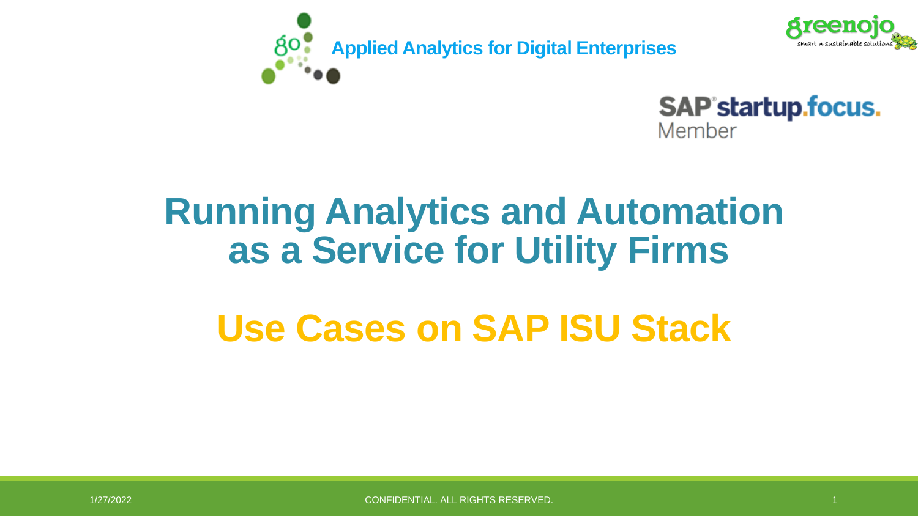Applied Analytics for Digital Enterprises

SAP startup.focus. Member

# Running Analytics and Automation as a Service for Utility Firms

---

## Use Cases on SAP ISU Stack

1/27/2022

CONFIDENTIAL. ALL RIGHTS RESERVED.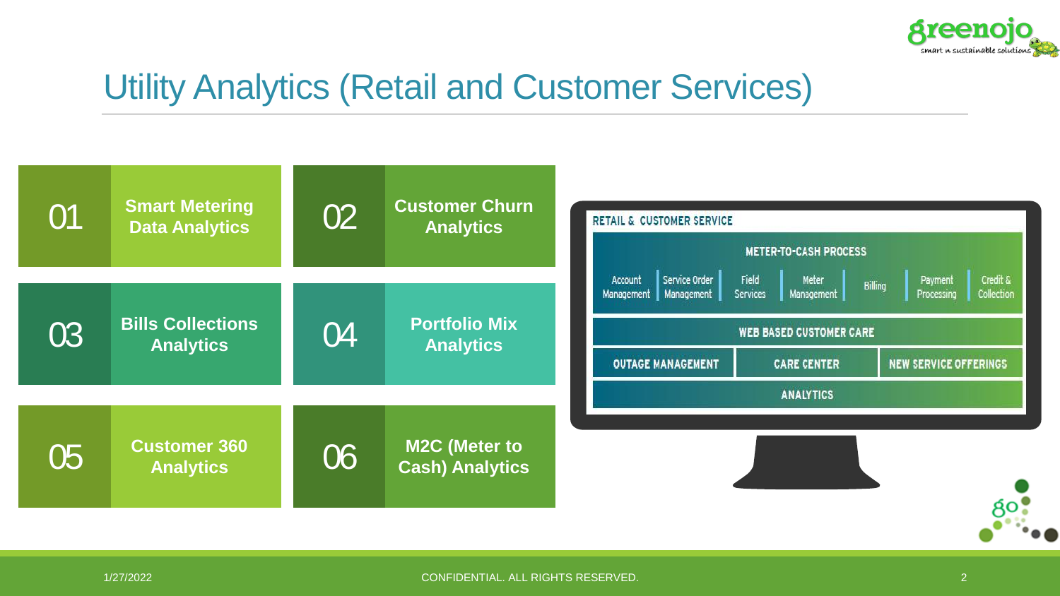# Utility Analytics (Retail and Customer Services)

- **01** Smart Metering Data Analytics
- **02** Customer Churn Analytics
- **03** Bills Collections Analytics
- **04** Portfolio Mix Analytics
- **05** Customer 360 Analytics
- **06** M2C (Meter to Cash) Analytics

**RETAIL & CUSTOMER SERVICE**

**METER-TO-CASH PROCESS**

Account Management | Service Order Management | Field Services | Meter Management | Billing | Payment Processing | Credit & Collection

**WEB BASED CUSTOMER CARE**

**OUTAGE MANAGEMENT** | **CARE CENTER** | **NEW SERVICE OFFERINGS**

**ANALYTICS**

1/27/2022

CONFIDENTIAL. ALL RIGHTS RESERVED.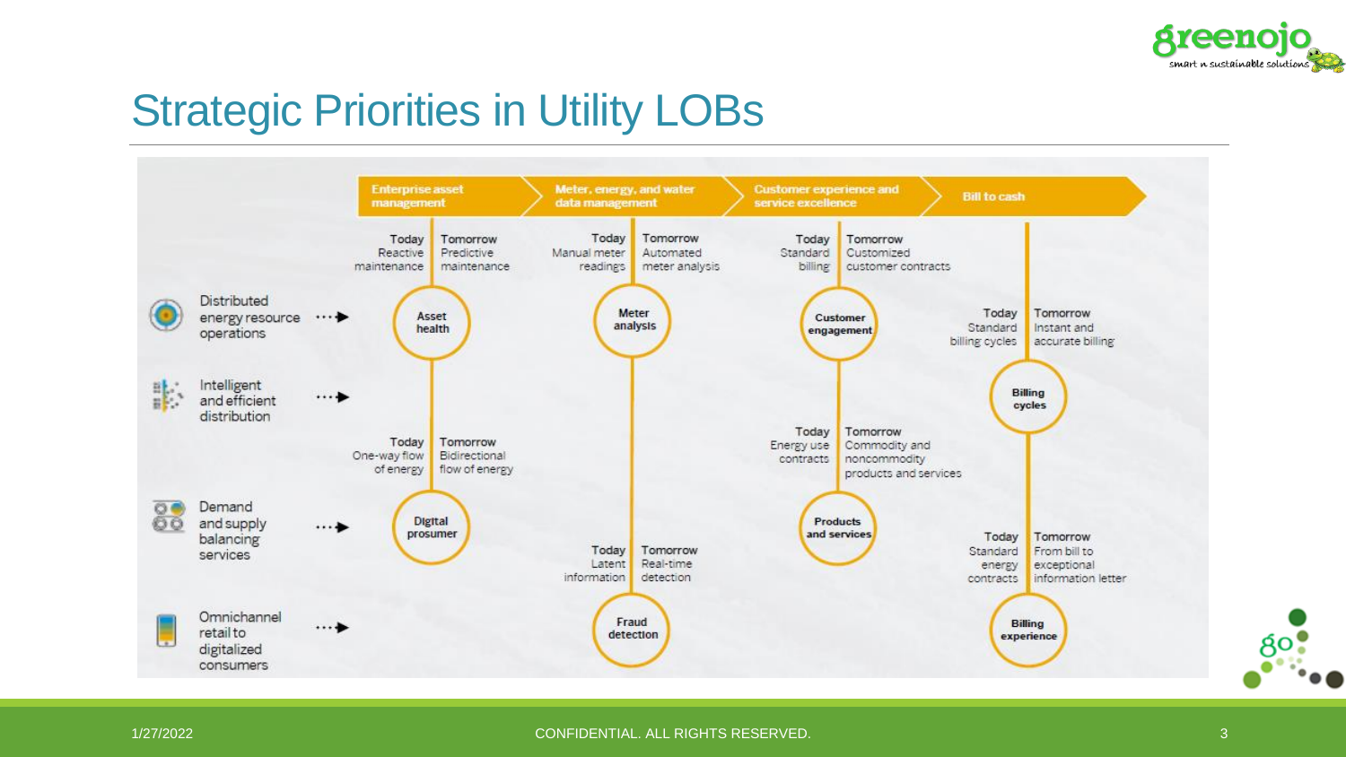# Strategic Priorities in Utility LOBs

**Enterprise asset management** | **Meter, energy, and water data management** | **Customer experience and service excellence** | **Bill to cash**

- Distributed energy resource operations
- Intelligent and efficient distribution
- Demand and supply balancing services
- Omnichannel retail to digitalized consumers

## Enterprise asset management

**Asset health**

| Today | Tomorrow |
|---|---|
| Reactive maintenance | Predictive maintenance |

**Digital prosumer**

| Today | Tomorrow |
|---|---|
| One-way flow of energy | Bidirectional flow of energy |

## Meter, energy, and water data management

**Meter analysis**

| Today | Tomorrow |
|---|---|
| Manual meter readings | Automated meter analysis |

**Fraud detection**

| Today | Tomorrow |
|---|---|
| Latent information | Real-time detection |

## Customer experience and service excellence

**Customer engagement**

| Today | Tomorrow |
|---|---|
| Standard billing | Customized customer contracts |

**Products and services**

| Today | Tomorrow |
|---|---|
| Energy use contracts | Commodity and noncommodity products and services |

## Bill to cash

**Billing cycles**

| Today | Tomorrow |
|---|---|
| Standard billing cycles | Instant and accurate billing |

**Billing experience**

| Today | Tomorrow |
|---|---|
| Standard energy contracts | From bill to exceptional information letter |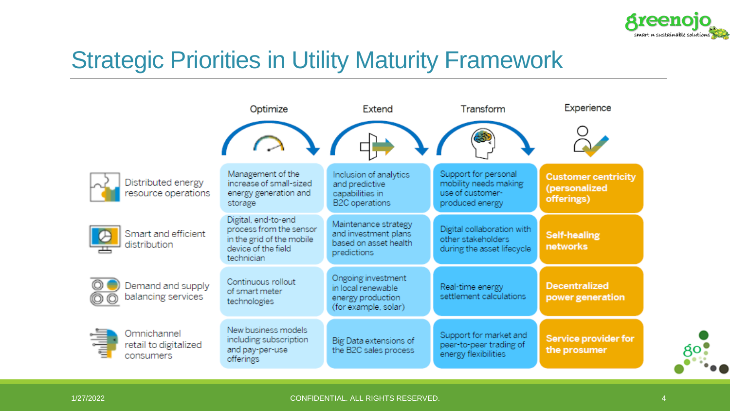# Strategic Priorities in Utility Maturity Framework

| | Optimize | Extend | Transform | Experience |
| --- | --- | --- | --- | --- |
| Distributed energy resource operations | Management of the increase of small-sized energy generation and storage | Inclusion of analytics and predictive capabilities in B2C operations | Support for personal mobility needs making use of customer-produced energy | **Customer centricity (personalized offerings)** |
| Smart and efficient distribution | Digital, end-to-end process from the sensor in the grid of the mobile device of the field technician | Maintenance strategy and investment plans based on asset health predictions | Digital collaboration with other stakeholders during the asset lifecycle | **Self-healing networks** |
| Demand and supply balancing services | Continuous rollout of smart meter technologies | Ongoing investment in local renewable energy production (for example, solar) | Real-time energy settlement calculations | **Decentralized power generation** |
| Omnichannel retail to digitalized consumers | New business models including subscription and pay-per-use offerings | Big Data extensions of the B2C sales process | Support for market and peer-to-peer trading of energy flexibilities | **Service provider for the prosumer** |

1/27/2022 CONFIDENTIAL. ALL RIGHTS RESERVED.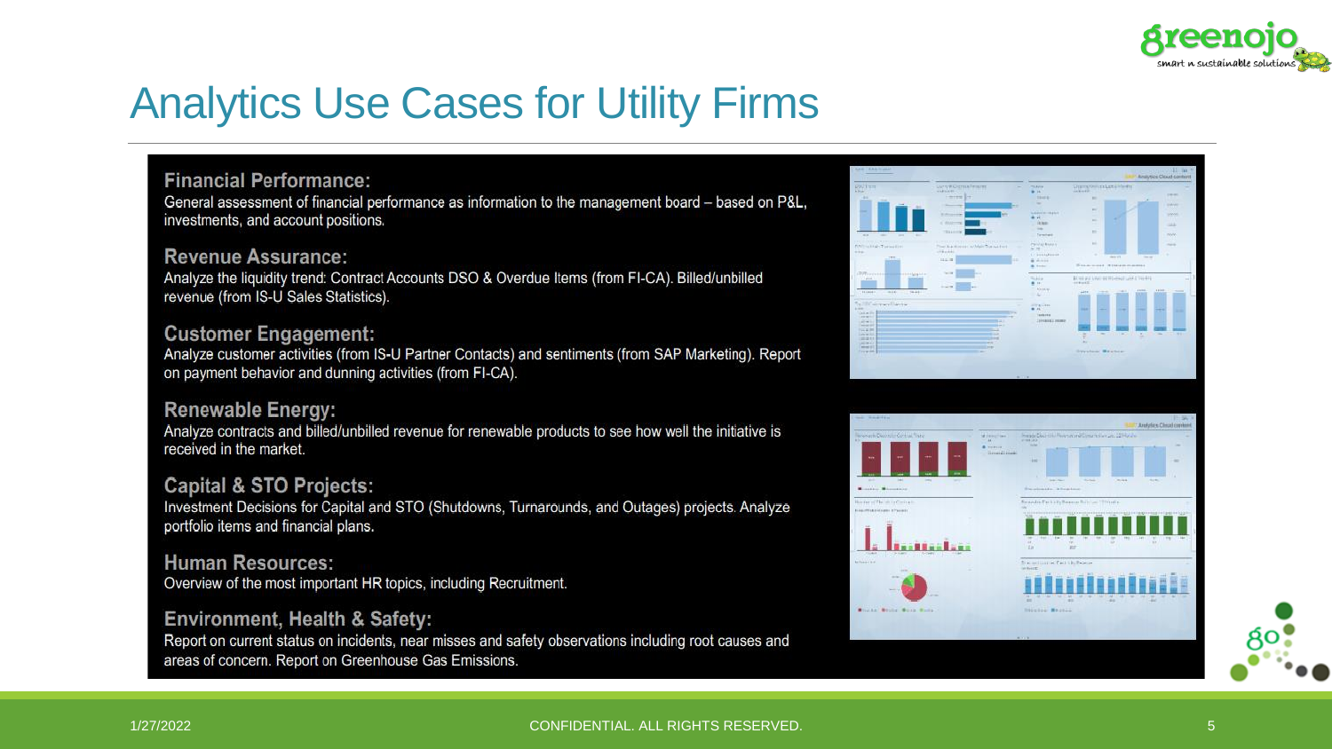# Analytics Use Cases for Utility Firms

### Financial Performance:

General assessment of financial performance as information to the management board – based on P&L, investments, and account positions.

### Revenue Assurance:

Analyze the liquidity trend: Contract Accounts DSO & Overdue Items (from FI-CA). Billed/unbilled revenue (from IS-U Sales Statistics).

### Customer Engagement:

Analyze customer activities (from IS-U Partner Contacts) and sentiments (from SAP Marketing). Report on payment behavior and dunning activities (from FI-CA).

### Renewable Energy:

Analyze contracts and billed/unbilled revenue for renewable products to see how well the initiative is received in the market.

### Capital & STO Projects:

Investment Decisions for Capital and STO (Shutdowns, Turnarounds, and Outages) projects. Analyze portfolio items and financial plans.

### Human Resources:

Overview of the most important HR topics, including Recruitment.

### Environment, Health & Safety:

Report on current status on incidents, near misses and safety observations including root causes and areas of concern. Report on Greenhouse Gas Emissions.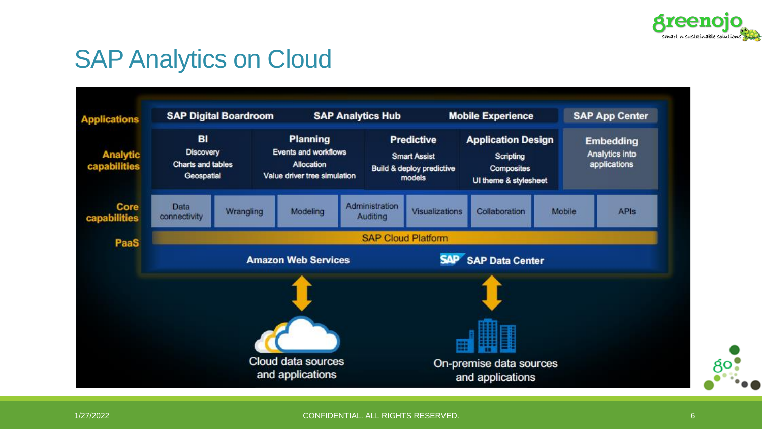# SAP Analytics on Cloud

**Applications**

- SAP Digital Boardroom
- SAP Analytics Hub
- Mobile Experience
- SAP App Center

**Analytic capabilities**

- **BI**: Discovery, Charts and tables, Geospatial
- **Planning**: Events and workflows, Allocation, Value driver tree simulation
- **Predictive**: Smart Assist, Build & deploy predictive models
- **Application Design**: Scripting, Composites, UI theme & stylesheet
- **Embedding**: Analytics into applications

**Core capabilities**

- Data connectivity
- Wrangling
- Modeling
- Administration Auditing
- Visualizations
- Collaboration
- Mobile
- APIs

**PaaS**

- SAP Cloud Platform
- Amazon Web Services
- SAP Data Center

Cloud data sources and applications

On-premise data sources and applications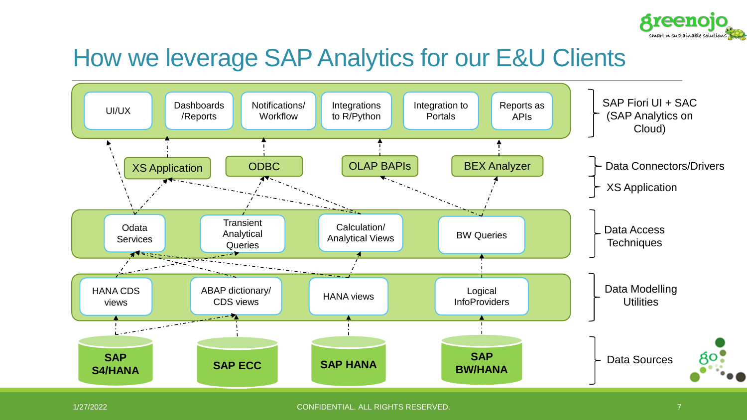# How we leverage SAP Analytics for our E&U Clients

**SAP Fiori UI + SAC (SAP Analytics on Cloud)**
- UI/UX
- Dashboards /Reports
- Notifications/ Workflow
- Integrations to R/Python
- Integration to Portals
- Reports as APIs

**Data Connectors/Drivers**
- ODBC
- OLAP BAPIs
- BEX Analyzer

**XS Application**
- XS Application

**Data Access Techniques**
- Odata Services
- Transient Analytical Queries
- Calculation/ Analytical Views
- BW Queries

**Data Modelling Utilities**
- HANA CDS views
- ABAP dictionary/ CDS views
- HANA views
- Logical InfoProviders

**Data Sources**
- SAP S4/HANA
- SAP ECC
- SAP HANA
- SAP BW/HANA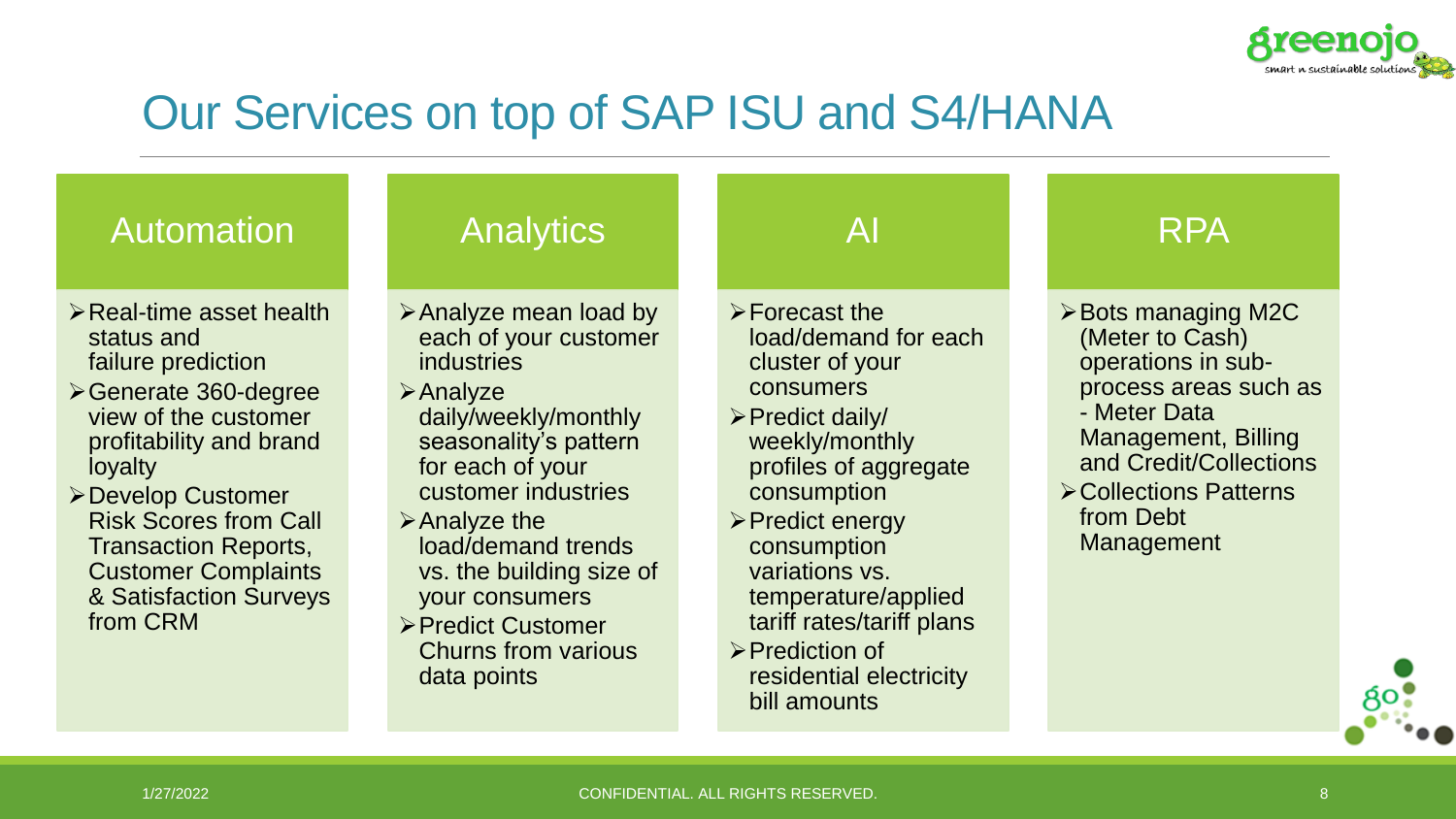# Our Services on top of SAP ISU and S4/HANA

## Automation

- Real-time asset health status and failure prediction
- Generate 360-degree view of the customer profitability and brand loyalty
- Develop Customer Risk Scores from Call Transaction Reports, Customer Complaints & Satisfaction Surveys from CRM

## Analytics

- Analyze mean load by each of your customer industries
- Analyze daily/weekly/monthly seasonality's pattern for each of your customer industries
- Analyze the load/demand trends vs. the building size of your consumers
- Predict Customer Churns from various data points

## AI

- Forecast the load/demand for each cluster of your consumers
- Predict daily/ weekly/monthly profiles of aggregate consumption
- Predict energy consumption variations vs. temperature/applied tariff rates/tariff plans
- Prediction of residential electricity bill amounts

## RPA

- Bots managing M2C (Meter to Cash) operations in sub-process areas such as - Meter Data Management, Billing and Credit/Collections
- Collections Patterns from Debt Management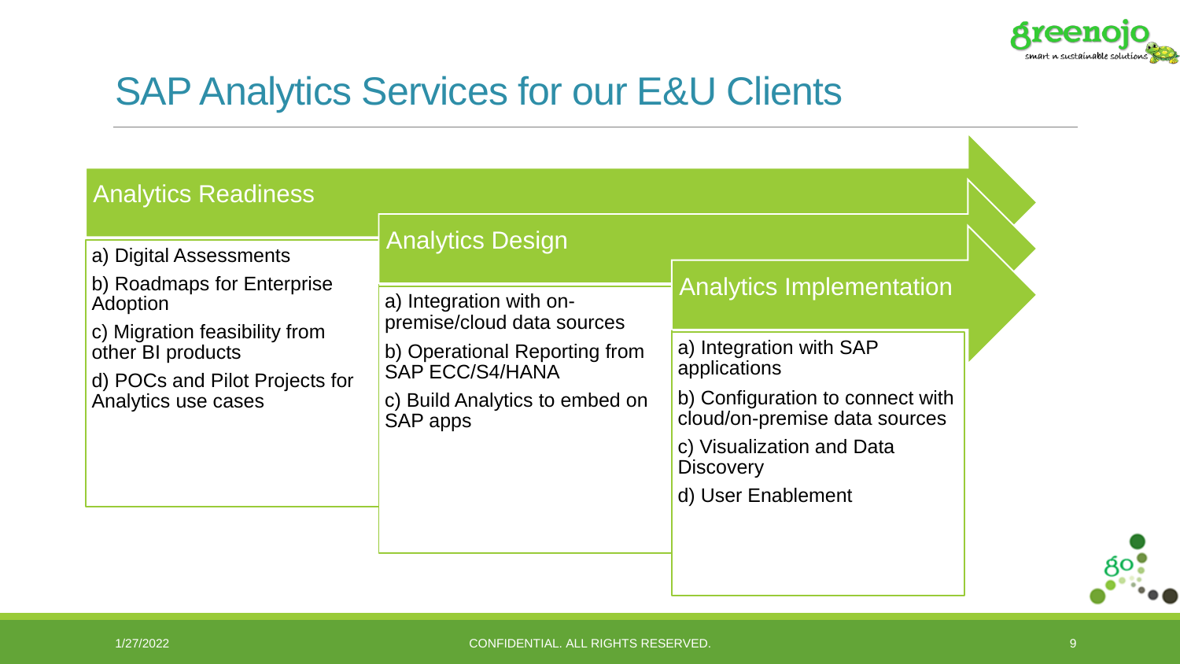# SAP Analytics Services for our E&U Clients

## Analytics Readiness

a) Digital Assessments

b) Roadmaps for Enterprise Adoption

c) Migration feasibility from other BI products

d) POCs and Pilot Projects for Analytics use cases

## Analytics Design

a) Integration with on-premise/cloud data sources

b) Operational Reporting from SAP ECC/S4/HANA

c) Build Analytics to embed on SAP apps

## Analytics Implementation

a) Integration with SAP applications

b) Configuration to connect with cloud/on-premise data sources

c) Visualization and Data Discovery

d) User Enablement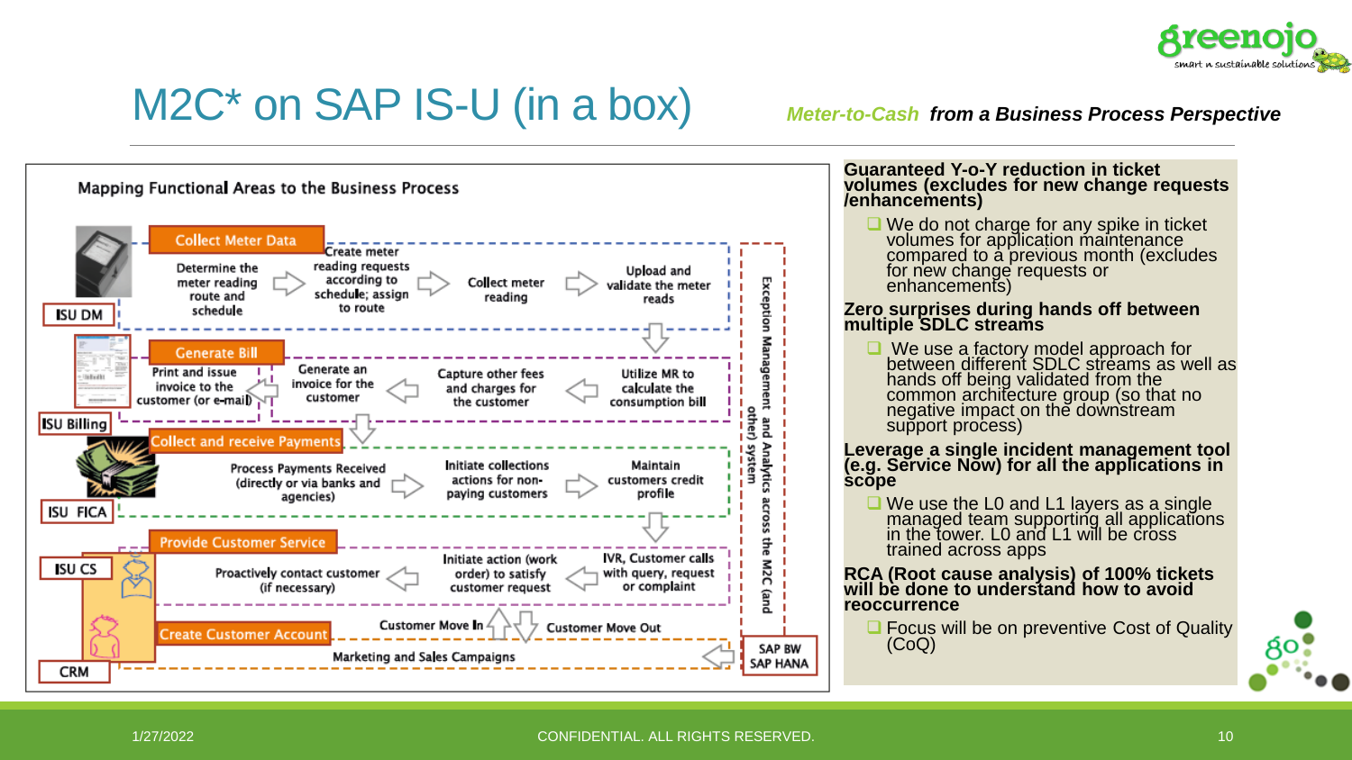# M2C* on SAP IS-U (in a box)

***Meter-to-Cash*** ***from a Business Process Perspective***

## Mapping Functional Areas to the Business Process

**ISU DM** — Collect Meter Data
- Determine the meter reading route and schedule → Create meter reading requests according to schedule; assign to route → Collect meter reading → Upload and validate the meter reads

**ISU Billing** — Generate Bill
- Utilize MR to calculate the consumption bill → Capture other fees and charges for the customer → Generate an invoice for the customer → Print and issue invoice to the customer (or e-mail)

**ISU FICA** — Collect and receive Payments
- Process Payments Received (directly or via banks and agencies) → Initiate collections actions for non-paying customers → Maintain customers credit profile

**ISU CS** — Provide Customer Service
- IVR, Customer calls with query, request or complaint → Initiate action (work order) to satisfy customer request → Proactively contact customer (if necessary)

**CRM** — Create Customer Account
- Customer Move In
- Customer Move Out
- Marketing and Sales Campaigns

Exception Management and Analytics across the M2C (and other) system

SAP BW
SAP HANA

**Guaranteed Y-o-Y reduction in ticket volumes (excludes for new change requests /enhancements)**

- We do not charge for any spike in ticket volumes for application maintenance compared to a previous month (excludes for new change requests or enhancements)

**Zero surprises during hands off between multiple SDLC streams**

- We use a factory model approach for between different SDLC streams as well as hands off being validated from the common architecture group (so that no negative impact on the downstream support process)

**Leverage a single incident management tool (e.g. Service Now) for all the applications in scope**

- We use the L0 and L1 layers as a single managed team supporting all applications in the tower. L0 and L1 will be cross trained across apps

**RCA (Root cause analysis) of 100% tickets will be done to understand how to avoid reoccurrence**

- Focus will be on preventive Cost of Quality (CoQ)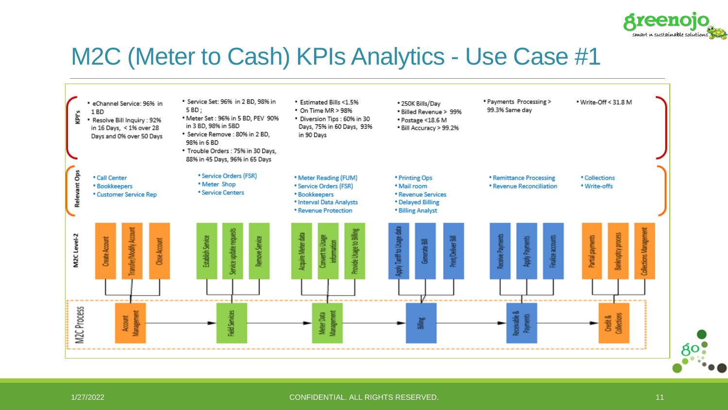# M2C (Meter to Cash) KPIs Analytics - Use Case #1

| | Account Management | Field Services | Meter Data Management | Billing | Receivable & Payments | Credit & Collections |
|---|---|---|---|---|---|---|
| **KPI's** | • eChannel Service: 96% in 1 BD<br>• Resolve Bill Inquiry : 92% in 16 Days, < 1% over 28 Days and 0% over 50 Days | • Service Set: 96% in 2 BD, 98% in 5 BD ;<br>• Meter Set : 96% in 5 BD, PEV 90% in 3 BD, 98% in 5BD<br>• Service Remove : 80% in 2 BD, 98% in 6 BD<br>• Trouble Orders : 75% in 30 Days, 88% in 45 Days, 96% in 65 Days | • Estimated Bills <1.5%<br>• On Time MR > 98%<br>• Diversion Tips : 60% in 30 Days, 75% in 60 Days, 93% in 90 Days | • 250K Bills/Day<br>• Billed Revenue > 99%<br>• Postage <18.6 M<br>• Bill Accuracy > 99.2% | • Payments Processing > 99.3% Same day | • Write-Off < 31.8 M |
| **Relevant Ops** | • Call Center<br>• Bookkeepers<br>• Customer Service Rep | • Service Orders (FSR)<br>• Meter Shop<br>• Service Centers | • Meter Reading (FUM)<br>• Service Orders (FSR)<br>• Bookkeepers<br>• Interval Data Analysts<br>• Revenue Protection | • Printing Ops<br>• Mail room<br>• Revenue Services<br>• Delayed Billing<br>• Billing Analyst | • Remittance Processing<br>• Revenue Reconciliation | • Collections<br>• Write-offs |
| **M2C Level-2** | Create Account; Transfer/Modify Account; Close Account | Establish Service; Service update requests; Remove Service | Acquire Meter data; Convert to Usage information; Provide Usage to Billing | Apply Tariff to Usage data; Generate Bill; Print/Deliver Bill | Receive Payments; Apply Payments; Finalize accounts | Partial payments; Bankruptcy process; Collections Management |
| **M2C Process** | Account Management → | Field Services → | Meter Data Management → | Billing → | Receivable & Payments → | Credit & Collections |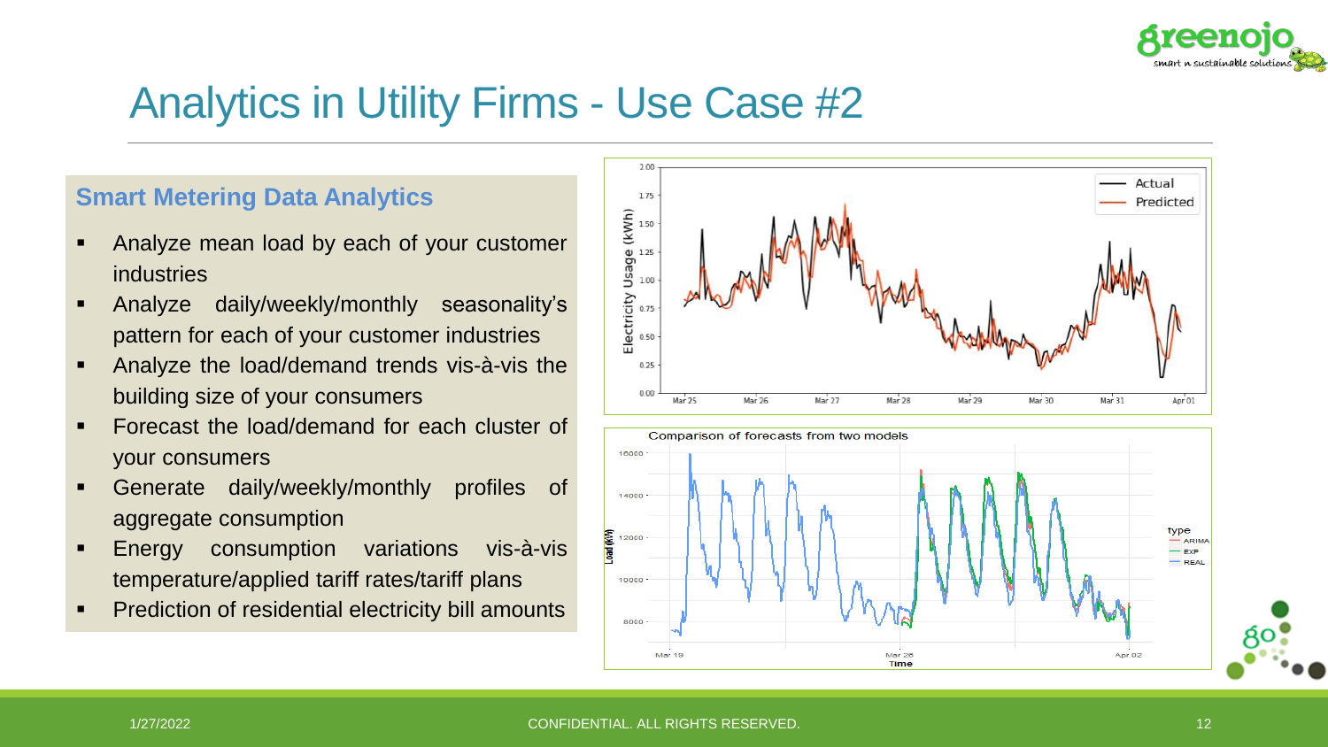# Analytics in Utility Firms - Use Case #2

## Smart Metering Data Analytics

- Analyze mean load by each of your customer industries
- Analyze daily/weekly/monthly seasonality's pattern for each of your customer industries
- Analyze the load/demand trends vis-à-vis the building size of your consumers
- Forecast the load/demand for each cluster of your consumers
- Generate daily/weekly/monthly profiles of aggregate consumption
- Energy consumption variations vis-à-vis temperature/applied tariff rates/tariff plans
- Prediction of residential electricity bill amounts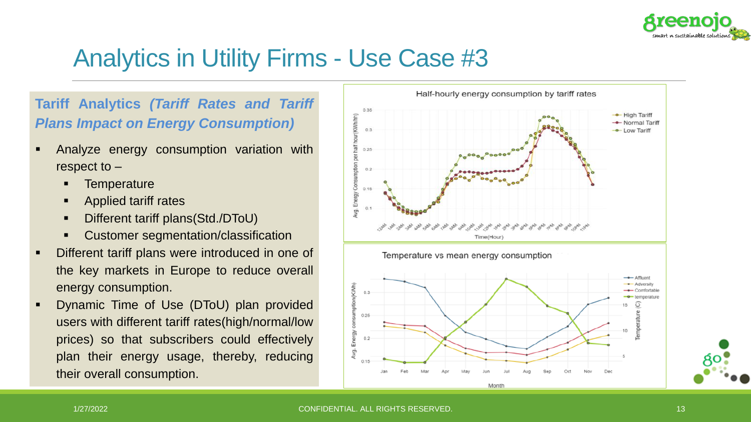# Analytics in Utility Firms - Use Case #3

**Tariff Analytics *(Tariff Rates and Tariff Plans Impact on Energy Consumption)***

- Analyze energy consumption variation with respect to –
  - Temperature
  - Applied tariff rates
  - Different tariff plans(Std./DToU)
  - Customer segmentation/classification
- Different tariff plans were introduced in one of the key markets in Europe to reduce overall energy consumption.
- Dynamic Time of Use (DToU) plan provided users with different tariff rates(high/normal/low prices) so that subscribers could effectively plan their energy usage, thereby, reducing their overall consumption.

Half-hourly energy consumption by tariff rates

Temperature vs mean energy consumption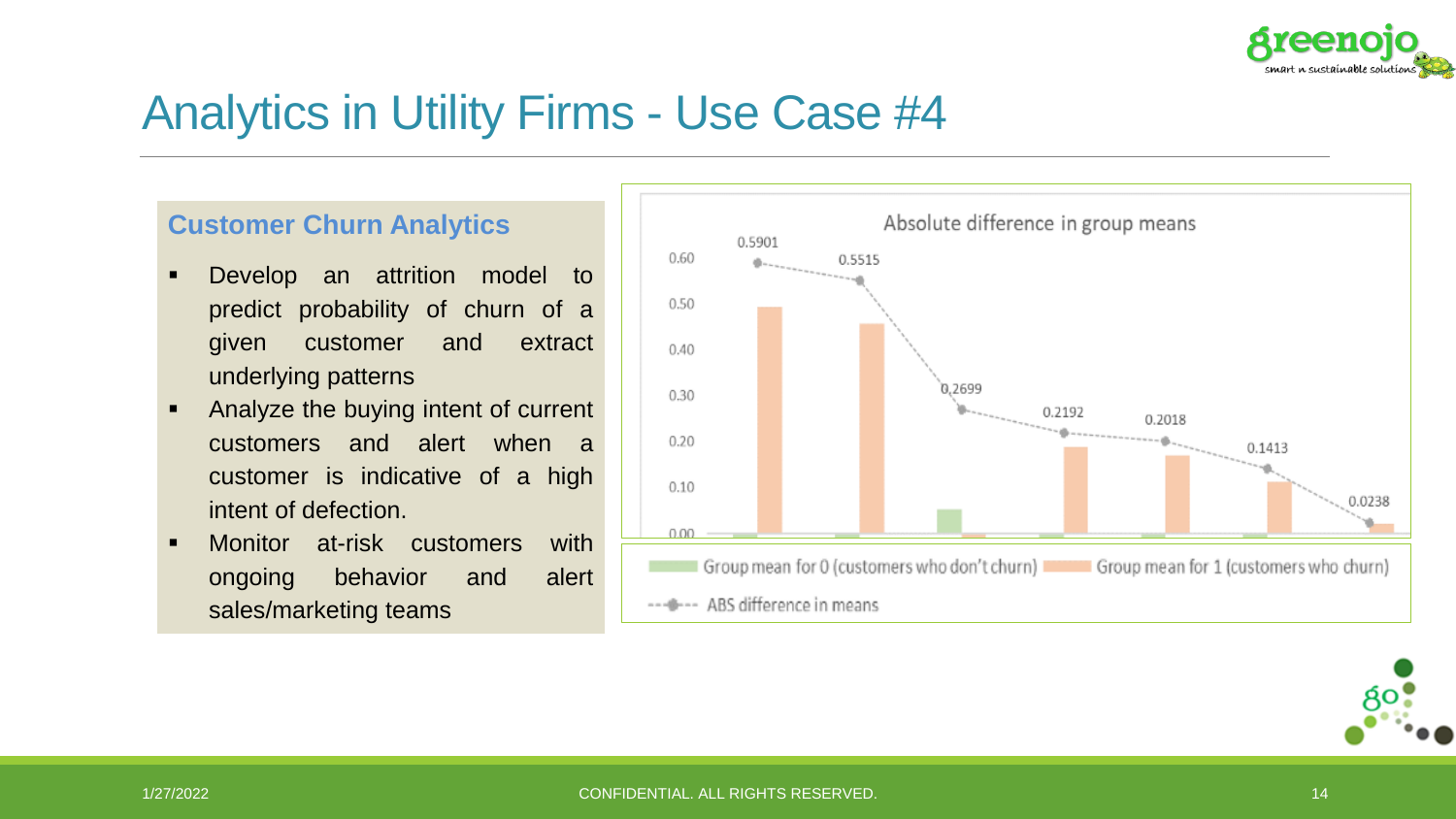# Analytics in Utility Firms - Use Case #4

### Customer Churn Analytics

- Develop an attrition model to predict probability of churn of a given customer and extract underlying patterns
- Analyze the buying intent of current customers and alert when a customer is indicative of a high intent of defection.
- Monitor at-risk customers with ongoing behavior and alert sales/marketing teams

Absolute difference in group means

| ABS difference in means |
|---|
| 0.5901 |
| 0.5515 |
| 0.2699 |
| 0.2192 |
| 0.2018 |
| 0.1413 |
| 0.0238 |

Group mean for 0 (customers who don't churn) | Group mean for 1 (customers who churn) | ABS difference in means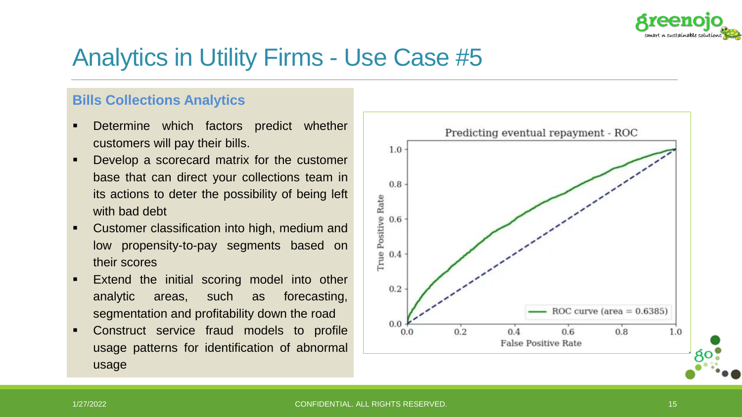# Analytics in Utility Firms - Use Case #5

## Bills Collections Analytics

- Determine which factors predict whether customers will pay their bills.
- Develop a scorecard matrix for the customer base that can direct your collections team in its actions to deter the possibility of being left with bad debt
- Customer classification into high, medium and low propensity-to-pay segments based on their scores
- Extend the initial scoring model into other analytic areas, such as forecasting, segmentation and profitability down the road
- Construct service fraud models to profile usage patterns for identification of abnormal usage

Predicting eventual repayment - ROC

ROC curve (area = 0.6385)

True Positive Rate

False Positive Rate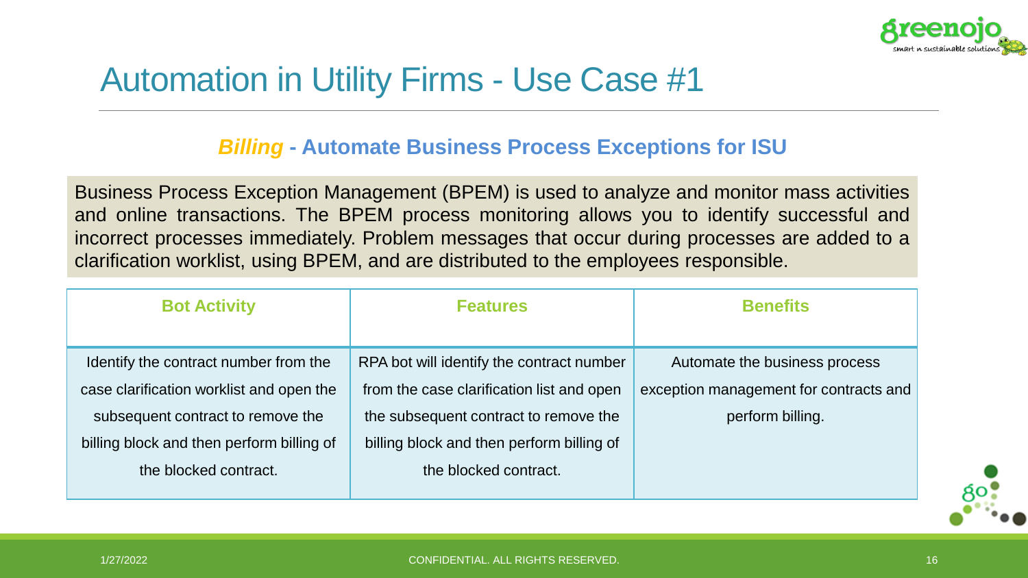# Automation in Utility Firms - Use Case #1

## *Billing* - Automate Business Process Exceptions for ISU

Business Process Exception Management (BPEM) is used to analyze and monitor mass activities and online transactions. The BPEM process monitoring allows you to identify successful and incorrect processes immediately. Problem messages that occur during processes are added to a clarification worklist, using BPEM, and are distributed to the employees responsible.

| Bot Activity | Features | Benefits |
| --- | --- | --- |
| Identify the contract number from the case clarification worklist and open the subsequent contract to remove the billing block and then perform billing of the blocked contract. | RPA bot will identify the contract number from the case clarification list and open the subsequent contract to remove the billing block and then perform billing of the blocked contract. | Automate the business process exception management for contracts and perform billing. |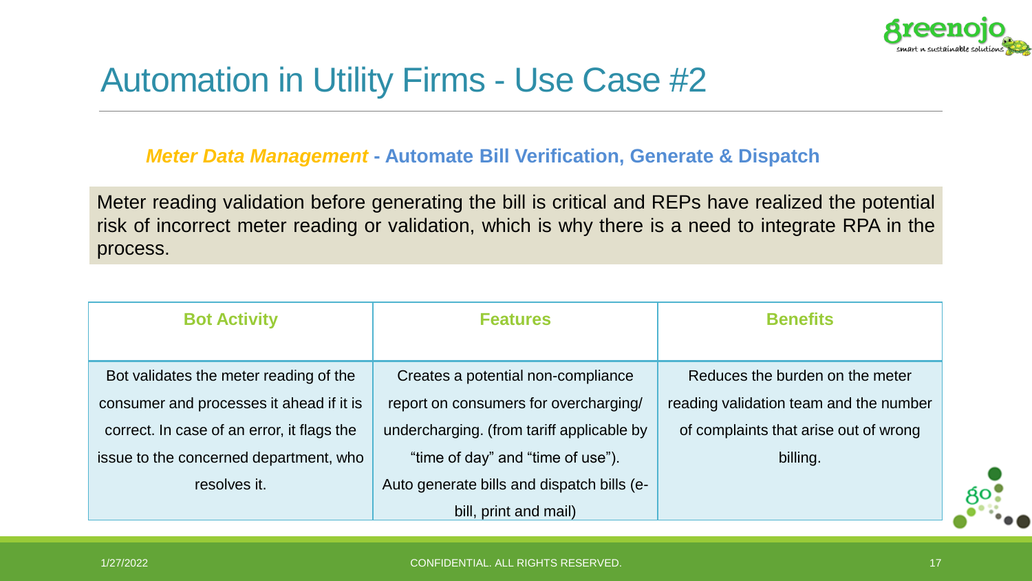# Automation in Utility Firms - Use Case #2

***Meter Data Management*** **- Automate Bill Verification, Generate & Dispatch**

Meter reading validation before generating the bill is critical and REPs have realized the potential risk of incorrect meter reading or validation, which is why there is a need to integrate RPA in the process.

| Bot Activity | Features | Benefits |
| --- | --- | --- |
| Bot validates the meter reading of the consumer and processes it ahead if it is correct. In case of an error, it flags the issue to the concerned department, who resolves it. | Creates a potential non-compliance report on consumers for overcharging/ undercharging. (from tariff applicable by "time of day" and "time of use"). Auto generate bills and dispatch bills (e-bill, print and mail) | Reduces the burden on the meter reading validation team and the number of complaints that arise out of wrong billing. |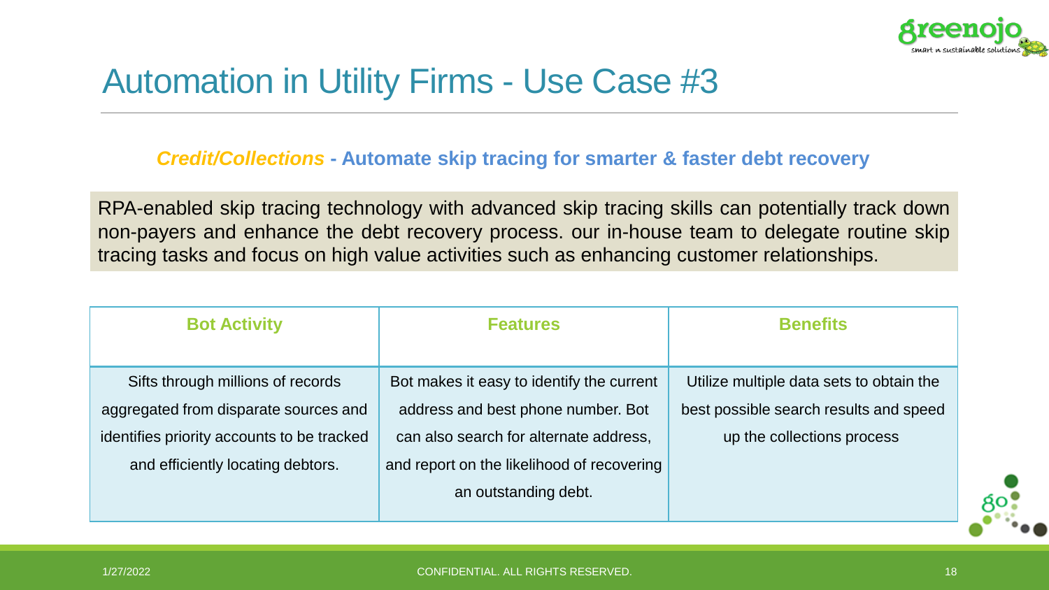# Automation in Utility Firms - Use Case #3

***Credit/Collections*** **- Automate skip tracing for smarter & faster debt recovery**

RPA-enabled skip tracing technology with advanced skip tracing skills can potentially track down non-payers and enhance the debt recovery process. our in-house team to delegate routine skip tracing tasks and focus on high value activities such as enhancing customer relationships.

| Bot Activity | Features | Benefits |
| --- | --- | --- |
| Sifts through millions of records aggregated from disparate sources and identifies priority accounts to be tracked and efficiently locating debtors. | Bot makes it easy to identify the current address and best phone number. Bot can also search for alternate address, and report on the likelihood of recovering an outstanding debt. | Utilize multiple data sets to obtain the best possible search results and speed up the collections process |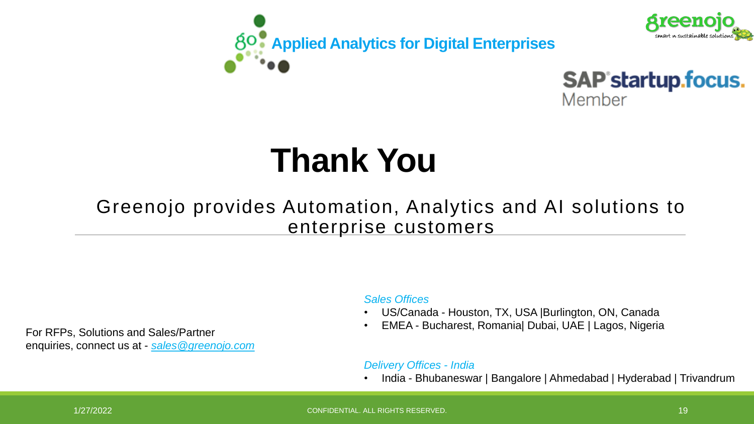Applied Analytics for Digital Enterprises

greenojo
smart n sustainable solutions

SAP startup.focus.
Member

# Thank You

Greenojo provides Automation, Analytics and AI solutions to enterprise customers

For RFPs, Solutions and Sales/Partner enquiries, connect us at - *sales@greenojo.com*

*Sales Offices*

- US/Canada - Houston, TX, USA |Burlington, ON, Canada
- EMEA - Bucharest, Romania| Dubai, UAE | Lagos, Nigeria

*Delivery Offices - India*

- India - Bhubaneswar | Bangalore | Ahmedabad | Hyderabad | Trivandrum

1/27/2022 CONFIDENTIAL. ALL RIGHTS RESERVED.